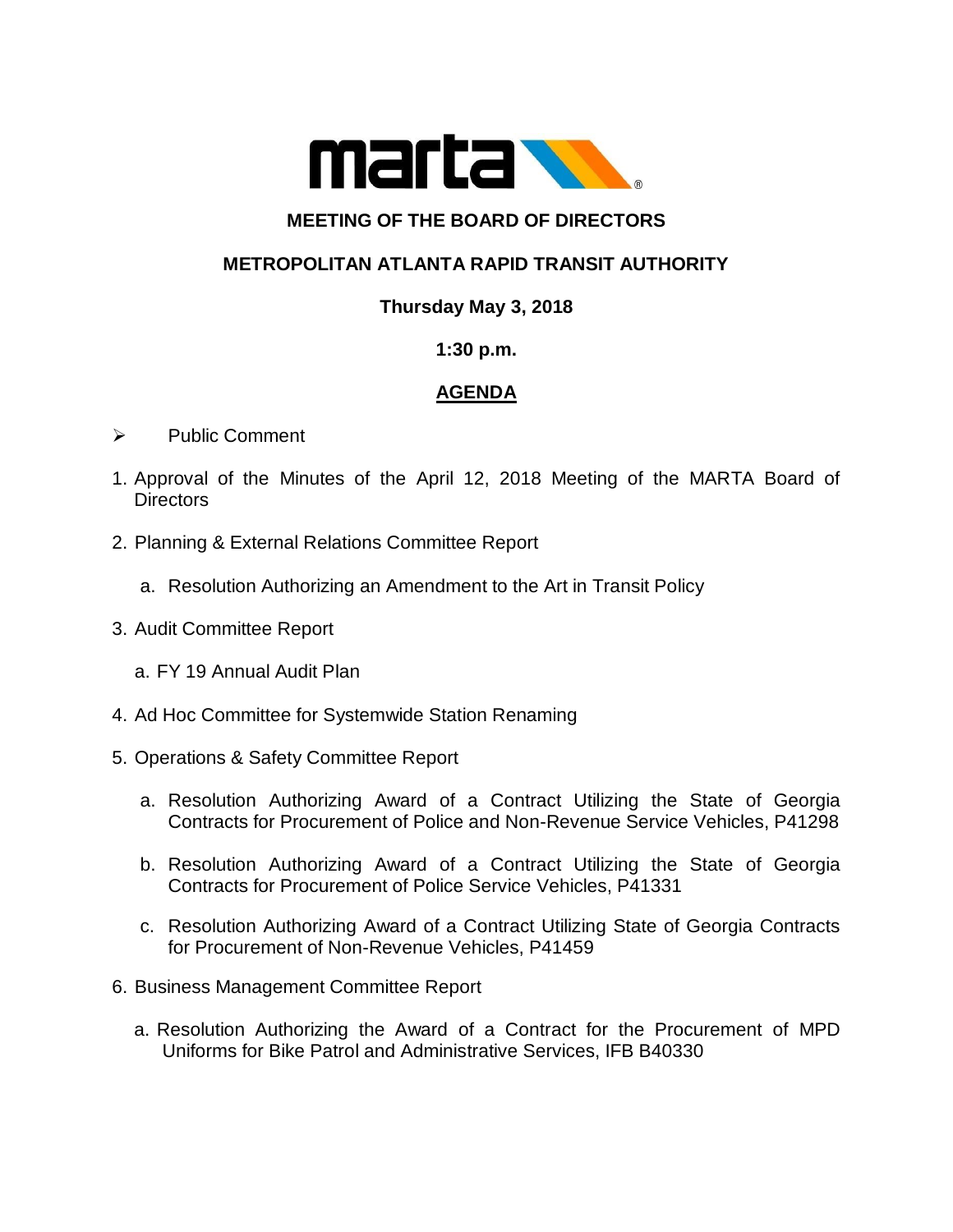# MEETING OF THE BOARD OF DIRECTORS

# METROPOLITAN ATLANTA RAPID TRANSIT AUTHORITY

**Thursday May 3, 2018**

**1:30 p.m.**

## AGENDA

- Public Comment

1. Approval of the Minutes of the April 12, 2018 Meeting of the MARTA Board of Directors
2. Planning & External Relations Committee Report
   a. Resolution Authorizing an Amendment to the Art in Transit Policy
3. Audit Committee Report
   a. FY 19 Annual Audit Plan
4. Ad Hoc Committee for Systemwide Station Renaming
5. Operations & Safety Committee Report
   a. Resolution Authorizing Award of a Contract Utilizing the State of Georgia Contracts for Procurement of Police and Non-Revenue Service Vehicles, P41298
   b. Resolution Authorizing Award of a Contract Utilizing the State of Georgia Contracts for Procurement of Police Service Vehicles, P41331
   c. Resolution Authorizing Award of a Contract Utilizing State of Georgia Contracts for Procurement of Non-Revenue Vehicles, P41459
6. Business Management Committee Report
   a. Resolution Authorizing the Award of a Contract for the Procurement of MPD Uniforms for Bike Patrol and Administrative Services, IFB B40330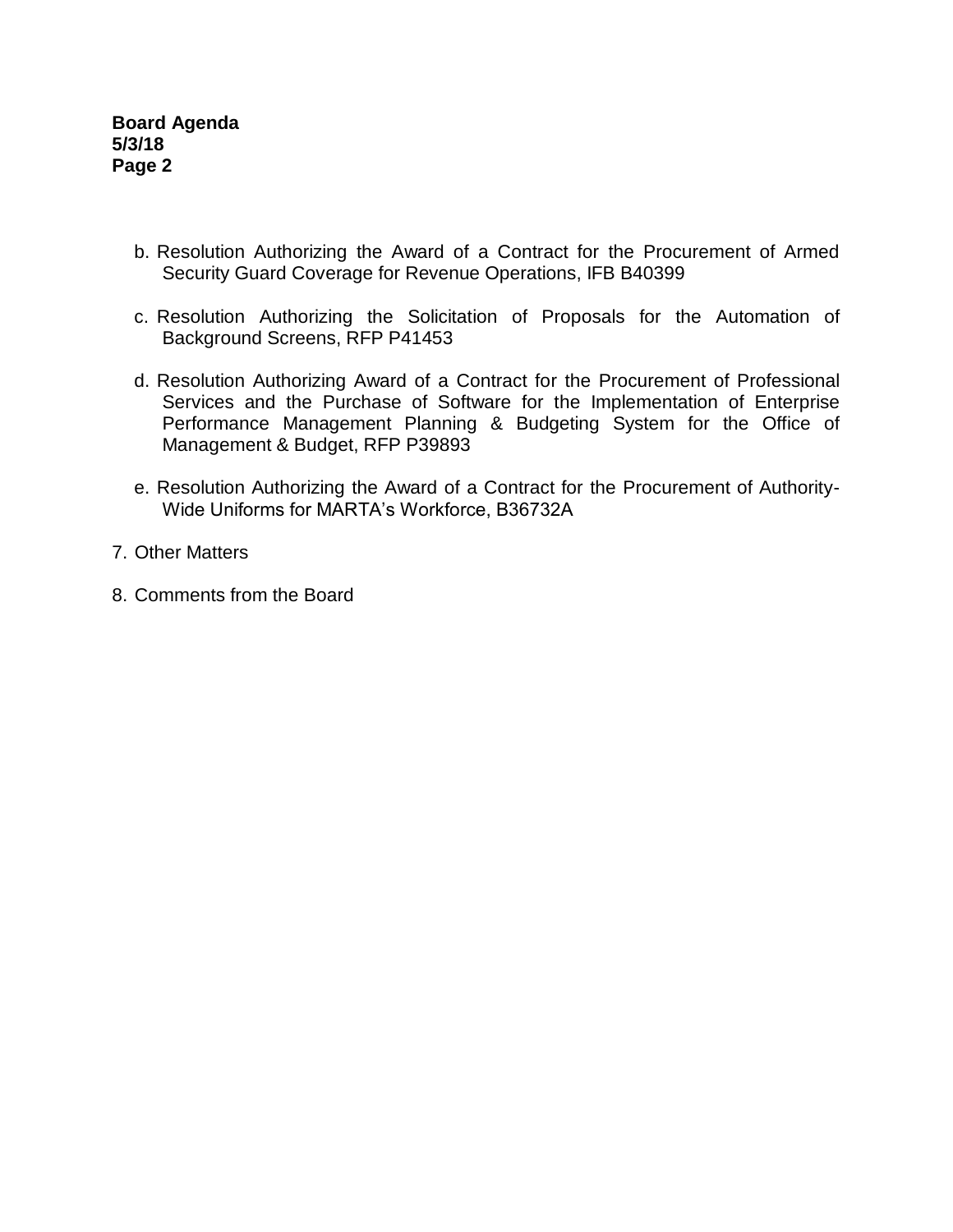b. Resolution Authorizing the Award of a Contract for the Procurement of Armed Security Guard Coverage for Revenue Operations, IFB B40399

c. Resolution Authorizing the Solicitation of Proposals for the Automation of Background Screens, RFP P41453

d. Resolution Authorizing Award of a Contract for the Procurement of Professional Services and the Purchase of Software for the Implementation of Enterprise Performance Management Planning & Budgeting System for the Office of Management & Budget, RFP P39893

e. Resolution Authorizing the Award of a Contract for the Procurement of Authority-Wide Uniforms for MARTA's Workforce, B36732A

7. Other Matters

8. Comments from the Board